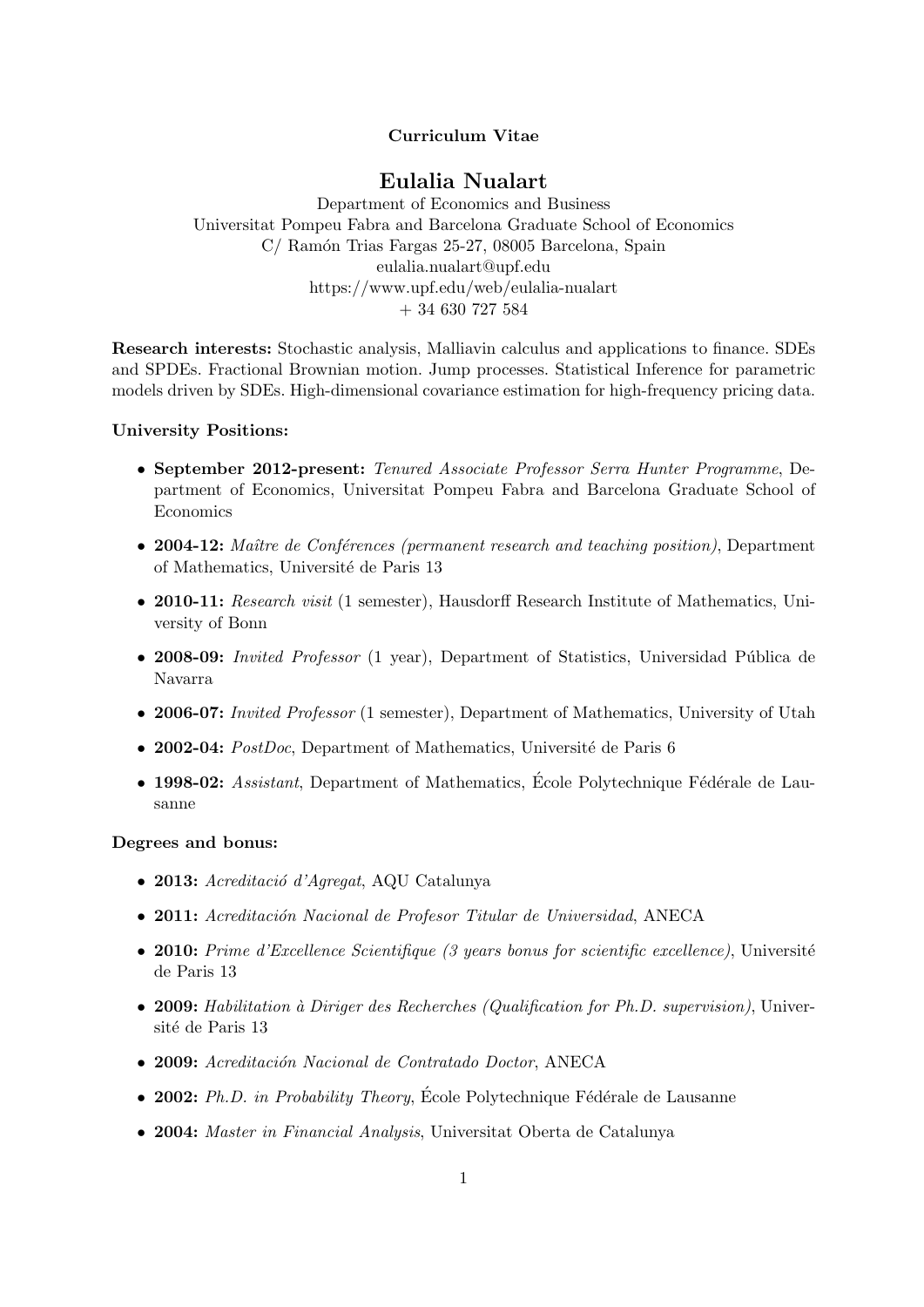**Curriculum Vitae**

# Eulalia Nualart

Department of Economics and Business
Universitat Pompeu Fabra and Barcelona Graduate School of Economics
C/ Ramón Trias Fargas 25-27, 08005 Barcelona, Spain
eulalia.nualart@upf.edu
https://www.upf.edu/web/eulalia-nualart
+ 34 630 727 584

**Research interests:** Stochastic analysis, Malliavin calculus and applications to finance. SDEs and SPDEs. Fractional Brownian motion. Jump processes. Statistical Inference for parametric models driven by SDEs. High-dimensional covariance estimation for high-frequency pricing data.

**University Positions:**

- **September 2012-present:** *Tenured Associate Professor Serra Hunter Programme*, Department of Economics, Universitat Pompeu Fabra and Barcelona Graduate School of Economics
- **2004-12:** *Maître de Conférences (permanent research and teaching position)*, Department of Mathematics, Université de Paris 13
- **2010-11:** *Research visit* (1 semester), Hausdorff Research Institute of Mathematics, University of Bonn
- **2008-09:** *Invited Professor* (1 year), Department of Statistics, Universidad Pública de Navarra
- **2006-07:** *Invited Professor* (1 semester), Department of Mathematics, University of Utah
- **2002-04:** *PostDoc*, Department of Mathematics, Université de Paris 6
- **1998-02:** *Assistant*, Department of Mathematics, École Polytechnique Fédérale de Lausanne

**Degrees and bonus:**

- **2013:** *Acreditació d'Agregat*, AQU Catalunya
- **2011:** *Acreditación Nacional de Profesor Titular de Universidad*, ANECA
- **2010:** *Prime d'Excellence Scientifique (3 years bonus for scientific excellence)*, Université de Paris 13
- **2009:** *Habilitation à Diriger des Recherches (Qualification for Ph.D. supervision)*, Université de Paris 13
- **2009:** *Acreditación Nacional de Contratado Doctor*, ANECA
- **2002:** *Ph.D. in Probability Theory*, École Polytechnique Fédérale de Lausanne
- **2004:** *Master in Financial Analysis*, Universitat Oberta de Catalunya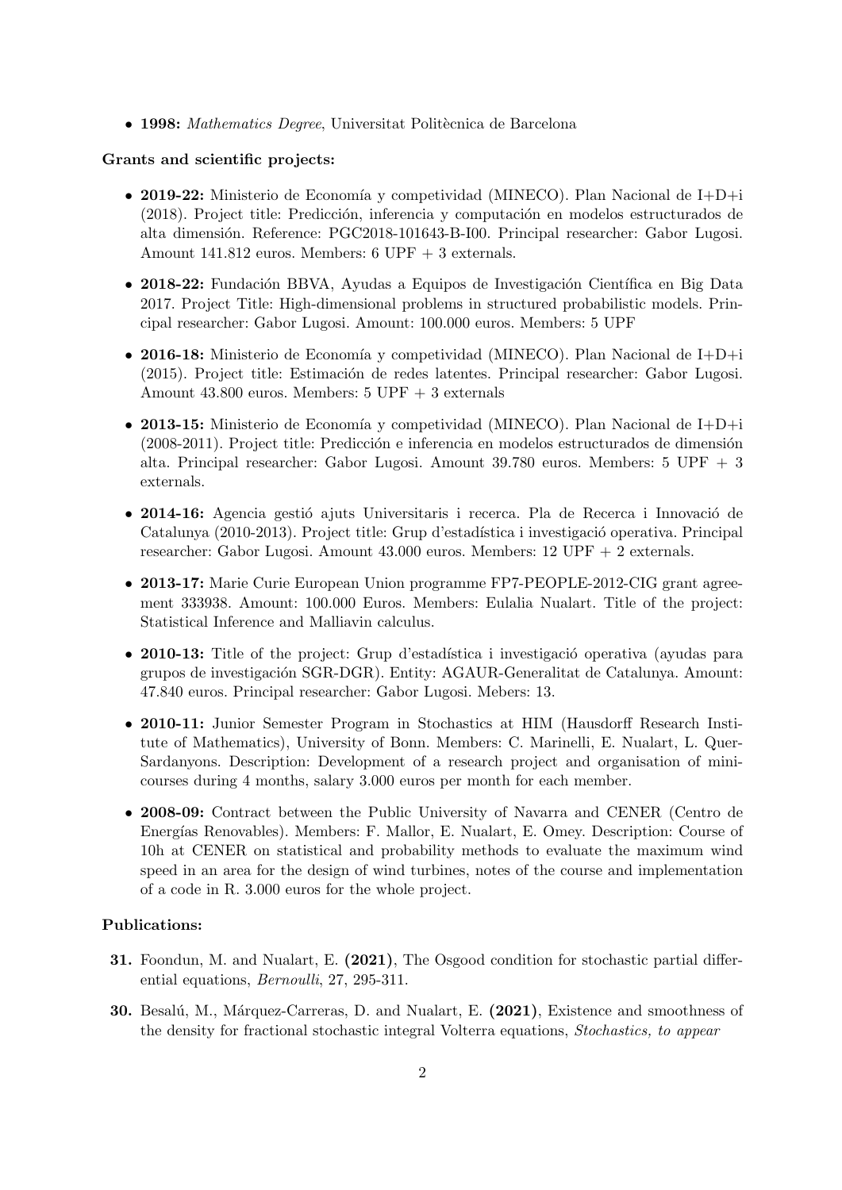- **1998:** *Mathematics Degree*, Universitat Politècnica de Barcelona

**Grants and scientific projects:**

- **2019-22:** Ministerio de Economía y competividad (MINECO). Plan Nacional de I+D+i (2018). Project title: Predicción, inferencia y computación en modelos estructurados de alta dimensión. Reference: PGC2018-101643-B-I00. Principal researcher: Gabor Lugosi. Amount 141.812 euros. Members: 6 UPF + 3 externals.
- **2018-22:** Fundación BBVA, Ayudas a Equipos de Investigación Científica en Big Data 2017. Project Title: High-dimensional problems in structured probabilistic models. Principal researcher: Gabor Lugosi. Amount: 100.000 euros. Members: 5 UPF
- **2016-18:** Ministerio de Economía y competividad (MINECO). Plan Nacional de I+D+i (2015). Project title: Estimación de redes latentes. Principal researcher: Gabor Lugosi. Amount 43.800 euros. Members: 5 UPF + 3 externals
- **2013-15:** Ministerio de Economía y competividad (MINECO). Plan Nacional de I+D+i (2008-2011). Project title: Predicción e inferencia en modelos estructurados de dimensión alta. Principal researcher: Gabor Lugosi. Amount 39.780 euros. Members: 5 UPF + 3 externals.
- **2014-16:** Agencia gestió ajuts Universitaris i recerca. Pla de Recerca i Innovació de Catalunya (2010-2013). Project title: Grup d'estadística i investigació operativa. Principal researcher: Gabor Lugosi. Amount 43.000 euros. Members: 12 UPF + 2 externals.
- **2013-17:** Marie Curie European Union programme FP7-PEOPLE-2012-CIG grant agreement 333938. Amount: 100.000 Euros. Members: Eulalia Nualart. Title of the project: Statistical Inference and Malliavin calculus.
- **2010-13:** Title of the project: Grup d'estadística i investigació operativa (ayudas para grupos de investigación SGR-DGR). Entity: AGAUR-Generalitat de Catalunya. Amount: 47.840 euros. Principal researcher: Gabor Lugosi. Mebers: 13.
- **2010-11:** Junior Semester Program in Stochastics at HIM (Hausdorff Research Institute of Mathematics), University of Bonn. Members: C. Marinelli, E. Nualart, L. Quer-Sardanyons. Description: Development of a research project and organisation of mini-courses during 4 months, salary 3.000 euros per month for each member.
- **2008-09:** Contract between the Public University of Navarra and CENER (Centro de Energías Renovables). Members: F. Mallor, E. Nualart, E. Omey. Description: Course of 10h at CENER on statistical and probability methods to evaluate the maximum wind speed in an area for the design of wind turbines, notes of the course and implementation of a code in R. 3.000 euros for the whole project.

**Publications:**

**31.** Foondun, M. and Nualart, E. **(2021)**, The Osgood condition for stochastic partial differential equations, *Bernoulli*, 27, 295-311.

**30.** Besalú, M., Márquez-Carreras, D. and Nualart, E. **(2021)**, Existence and smoothness of the density for fractional stochastic integral Volterra equations, *Stochastics, to appear*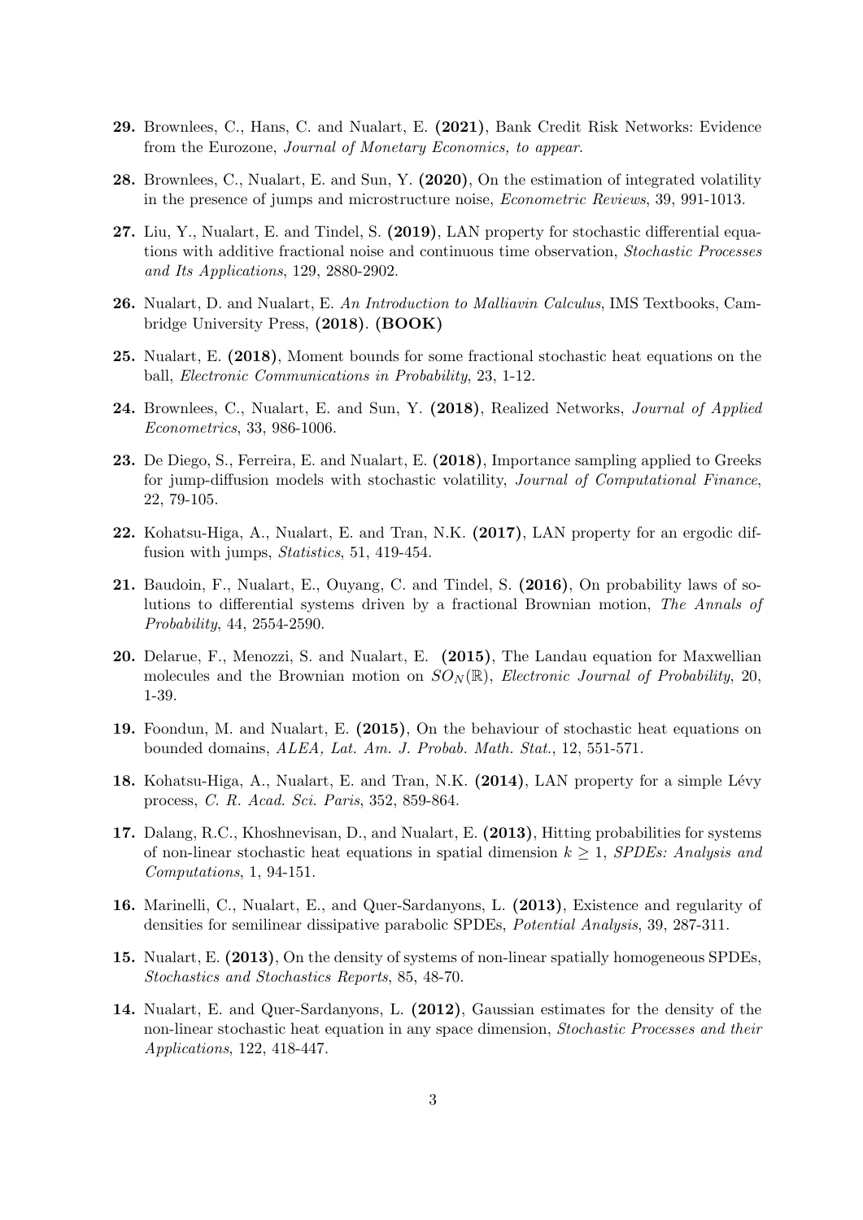**29.** Brownlees, C., Hans, C. and Nualart, E. **(2021)**, Bank Credit Risk Networks: Evidence from the Eurozone, *Journal of Monetary Economics, to appear*.

**28.** Brownlees, C., Nualart, E. and Sun, Y. **(2020)**, On the estimation of integrated volatility in the presence of jumps and microstructure noise, *Econometric Reviews*, 39, 991-1013.

**27.** Liu, Y., Nualart, E. and Tindel, S. **(2019)**, LAN property for stochastic differential equations with additive fractional noise and continuous time observation, *Stochastic Processes and Its Applications*, 129, 2880-2902.

**26.** Nualart, D. and Nualart, E. *An Introduction to Malliavin Calculus*, IMS Textbooks, Cambridge University Press, **(2018)**. **(BOOK)**

**25.** Nualart, E. **(2018)**, Moment bounds for some fractional stochastic heat equations on the ball, *Electronic Communications in Probability*, 23, 1-12.

**24.** Brownlees, C., Nualart, E. and Sun, Y. **(2018)**, Realized Networks, *Journal of Applied Econometrics*, 33, 986-1006.

**23.** De Diego, S., Ferreira, E. and Nualart, E. **(2018)**, Importance sampling applied to Greeks for jump-diffusion models with stochastic volatility, *Journal of Computational Finance*, 22, 79-105.

**22.** Kohatsu-Higa, A., Nualart, E. and Tran, N.K. **(2017)**, LAN property for an ergodic diffusion with jumps, *Statistics*, 51, 419-454.

**21.** Baudoin, F., Nualart, E., Ouyang, C. and Tindel, S. **(2016)**, On probability laws of solutions to differential systems driven by a fractional Brownian motion, *The Annals of Probability*, 44, 2554-2590.

**20.** Delarue, F., Menozzi, S. and Nualart, E. **(2015)**, The Landau equation for Maxwellian molecules and the Brownian motion on $SO_N(\mathbb{R})$, *Electronic Journal of Probability*, 20, 1-39.

**19.** Foondun, M. and Nualart, E. **(2015)**, On the behaviour of stochastic heat equations on bounded domains, *ALEA, Lat. Am. J. Probab. Math. Stat.*, 12, 551-571.

**18.** Kohatsu-Higa, A., Nualart, E. and Tran, N.K. **(2014)**, LAN property for a simple Lévy process, *C. R. Acad. Sci. Paris*, 352, 859-864.

**17.** Dalang, R.C., Khoshnevisan, D., and Nualart, E. **(2013)**, Hitting probabilities for systems of non-linear stochastic heat equations in spatial dimension $k \geq 1$, *SPDEs: Analysis and Computations*, 1, 94-151.

**16.** Marinelli, C., Nualart, E., and Quer-Sardanyons, L. **(2013)**, Existence and regularity of densities for semilinear dissipative parabolic SPDEs, *Potential Analysis*, 39, 287-311.

**15.** Nualart, E. **(2013)**, On the density of systems of non-linear spatially homogeneous SPDEs, *Stochastics and Stochastics Reports*, 85, 48-70.

**14.** Nualart, E. and Quer-Sardanyons, L. **(2012)**, Gaussian estimates for the density of the non-linear stochastic heat equation in any space dimension, *Stochastic Processes and their Applications*, 122, 418-447.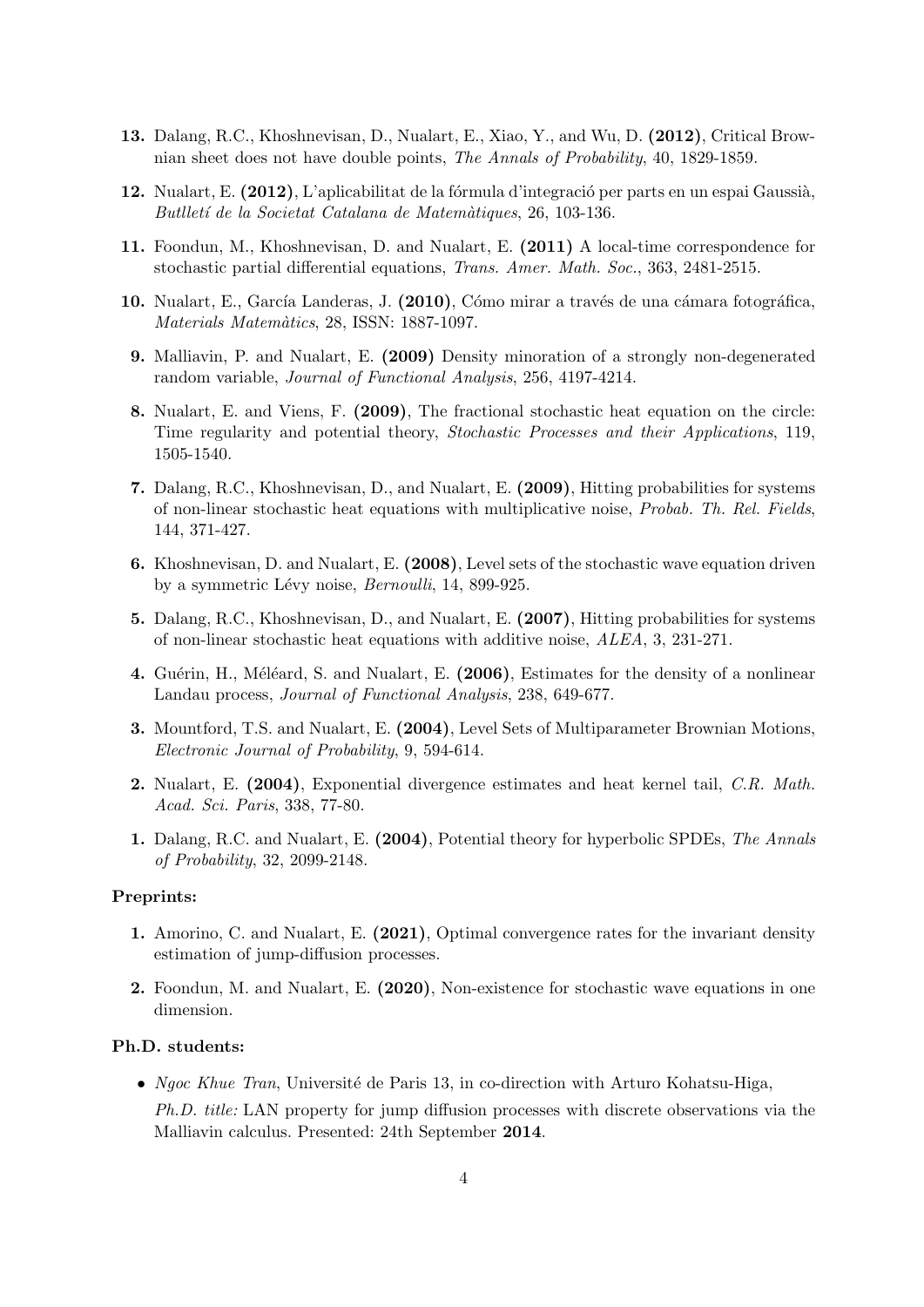13. Dalang, R.C., Khoshnevisan, D., Nualart, E., Xiao, Y., and Wu, D. **(2012)**, Critical Brownian sheet does not have double points, *The Annals of Probability*, 40, 1829-1859.

12. Nualart, E. **(2012)**, L'aplicabilitat de la fórmula d'integració per parts en un espai Gaussià, *Butlletí de la Societat Catalana de Matemàtiques*, 26, 103-136.

11. Foondun, M., Khoshnevisan, D. and Nualart, E. **(2011)** A local-time correspondence for stochastic partial differential equations, *Trans. Amer. Math. Soc.*, 363, 2481-2515.

10. Nualart, E., García Landeras, J. **(2010)**, Cómo mirar a través de una cámara fotográfica, *Materials Matemàtics*, 28, ISSN: 1887-1097.

9. Malliavin, P. and Nualart, E. **(2009)** Density minoration of a strongly non-degenerated random variable, *Journal of Functional Analysis*, 256, 4197-4214.

8. Nualart, E. and Viens, F. **(2009)**, The fractional stochastic heat equation on the circle: Time regularity and potential theory, *Stochastic Processes and their Applications*, 119, 1505-1540.

7. Dalang, R.C., Khoshnevisan, D., and Nualart, E. **(2009)**, Hitting probabilities for systems of non-linear stochastic heat equations with multiplicative noise, *Probab. Th. Rel. Fields*, 144, 371-427.

6. Khoshnevisan, D. and Nualart, E. **(2008)**, Level sets of the stochastic wave equation driven by a symmetric Lévy noise, *Bernoulli*, 14, 899-925.

5. Dalang, R.C., Khoshnevisan, D., and Nualart, E. **(2007)**, Hitting probabilities for systems of non-linear stochastic heat equations with additive noise, *ALEA*, 3, 231-271.

4. Guérin, H., Méléard, S. and Nualart, E. **(2006)**, Estimates for the density of a nonlinear Landau process, *Journal of Functional Analysis*, 238, 649-677.

3. Mountford, T.S. and Nualart, E. **(2004)**, Level Sets of Multiparameter Brownian Motions, *Electronic Journal of Probability*, 9, 594-614.

2. Nualart, E. **(2004)**, Exponential divergence estimates and heat kernel tail, *C.R. Math. Acad. Sci. Paris*, 338, 77-80.

1. Dalang, R.C. and Nualart, E. **(2004)**, Potential theory for hyperbolic SPDEs, *The Annals of Probability*, 32, 2099-2148.

**Preprints:**

1. Amorino, C. and Nualart, E. **(2021)**, Optimal convergence rates for the invariant density estimation of jump-diffusion processes.

2. Foondun, M. and Nualart, E. **(2020)**, Non-existence for stochastic wave equations in one dimension.

**Ph.D. students:**

- *Ngoc Khue Tran*, Université de Paris 13, in co-direction with Arturo Kohatsu-Higa,

  *Ph.D. title:* LAN property for jump diffusion processes with discrete observations via the Malliavin calculus. Presented: 24th September **2014**.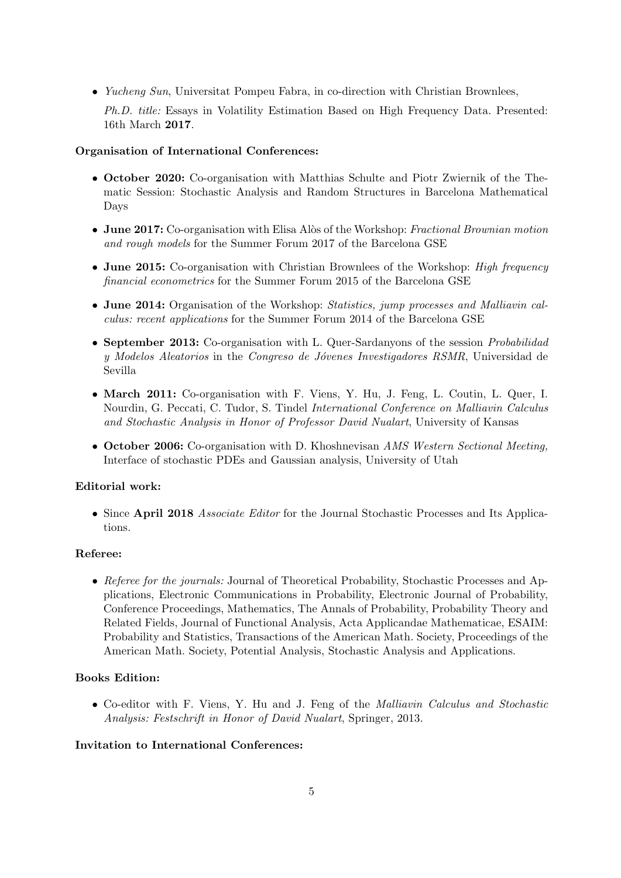- *Yucheng Sun*, Universitat Pompeu Fabra, in co-direction with Christian Brownlees,

  *Ph.D. title:* Essays in Volatility Estimation Based on High Frequency Data. Presented: 16th March **2017**.

**Organisation of International Conferences:**

- **October 2020:** Co-organisation with Matthias Schulte and Piotr Zwiernik of the Thematic Session: Stochastic Analysis and Random Structures in Barcelona Mathematical Days
- **June 2017:** Co-organisation with Elisa Alòs of the Workshop: *Fractional Brownian motion and rough models* for the Summer Forum 2017 of the Barcelona GSE
- **June 2015:** Co-organisation with Christian Brownlees of the Workshop: *High frequency financial econometrics* for the Summer Forum 2015 of the Barcelona GSE
- **June 2014:** Organisation of the Workshop: *Statistics, jump processes and Malliavin calculus: recent applications* for the Summer Forum 2014 of the Barcelona GSE
- **September 2013:** Co-organisation with L. Quer-Sardanyons of the session *Probabilidad y Modelos Aleatorios* in the *Congreso de Jóvenes Investigadores RSMR*, Universidad de Sevilla
- **March 2011:** Co-organisation with F. Viens, Y. Hu, J. Feng, L. Coutin, L. Quer, I. Nourdin, G. Peccati, C. Tudor, S. Tindel *International Conference on Malliavin Calculus and Stochastic Analysis in Honor of Professor David Nualart*, University of Kansas
- **October 2006:** Co-organisation with D. Khoshnevisan *AMS Western Sectional Meeting,* Interface of stochastic PDEs and Gaussian analysis, University of Utah

**Editorial work:**

- Since **April 2018** *Associate Editor* for the Journal Stochastic Processes and Its Applications.

**Referee:**

- *Referee for the journals:* Journal of Theoretical Probability, Stochastic Processes and Applications, Electronic Communications in Probability, Electronic Journal of Probability, Conference Proceedings, Mathematics, The Annals of Probability, Probability Theory and Related Fields, Journal of Functional Analysis, Acta Applicandae Mathematicae, ESAIM: Probability and Statistics, Transactions of the American Math. Society, Proceedings of the American Math. Society, Potential Analysis, Stochastic Analysis and Applications.

**Books Edition:**

- Co-editor with F. Viens, Y. Hu and J. Feng of the *Malliavin Calculus and Stochastic Analysis: Festschrift in Honor of David Nualart*, Springer, 2013.

**Invitation to International Conferences:**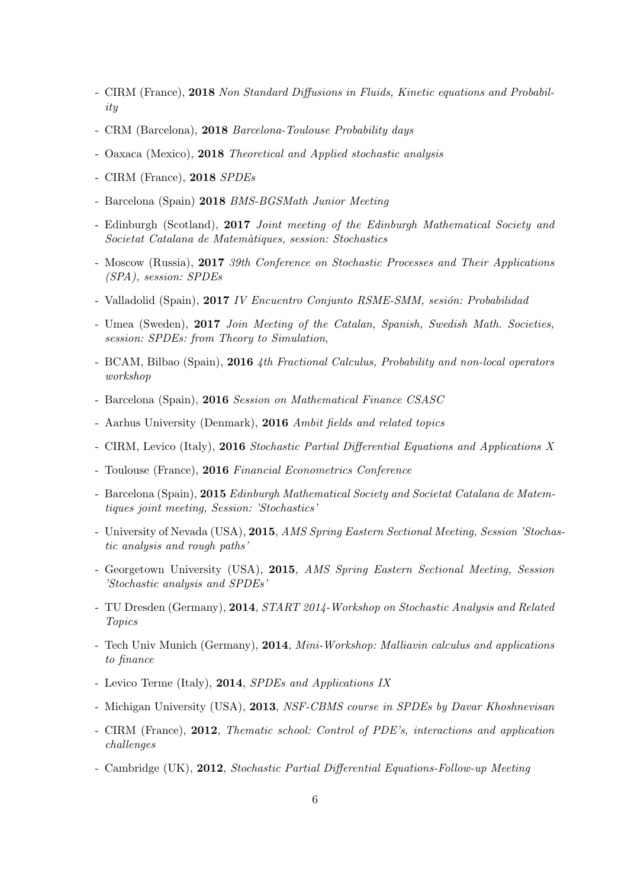- CIRM (France), **2018** *Non Standard Diffusions in Fluids, Kinetic equations and Probability*
- CRM (Barcelona), **2018** *Barcelona-Toulouse Probability days*
- Oaxaca (Mexico), **2018** *Theoretical and Applied stochastic analysis*
- CIRM (France), **2018** *SPDEs*
- Barcelona (Spain) **2018** *BMS-BGSMath Junior Meeting*
- Edinburgh (Scotland), **2017** *Joint meeting of the Edinburgh Mathematical Society and Societat Catalana de Matemàtiques, session: Stochastics*
- Moscow (Russia), **2017** *39th Conference on Stochastic Processes and Their Applications (SPA), session: SPDEs*
- Valladolid (Spain), **2017** *IV Encuentro Conjunto RSME-SMM, sesión: Probabilidad*
- Umea (Sweden), **2017** *Join Meeting of the Catalan, Spanish, Swedish Math. Societies, session: SPDEs: from Theory to Simulation*,
- BCAM, Bilbao (Spain), **2016** *4th Fractional Calculus, Probability and non-local operators workshop*
- Barcelona (Spain), **2016** *Session on Mathematical Finance CSASC*
- Aarhus University (Denmark), **2016** *Ambit fields and related topics*
- CIRM, Levico (Italy), **2016** *Stochastic Partial Differential Equations and Applications X*
- Toulouse (France), **2016** *Financial Econometrics Conference*
- Barcelona (Spain), **2015** *Edinburgh Mathematical Society and Societat Catalana de Matemtiques joint meeting, Session: 'Stochastics'*
- University of Nevada (USA), **2015**, *AMS Spring Eastern Sectional Meeting, Session 'Stochastic analysis and rough paths'*
- Georgetown University (USA), **2015**, *AMS Spring Eastern Sectional Meeting, Session 'Stochastic analysis and SPDEs'*
- TU Dresden (Germany), **2014**, *START 2014-Workshop on Stochastic Analysis and Related Topics*
- Tech Univ Munich (Germany), **2014**, *Mini-Workshop: Malliavin calculus and applications to finance*
- Levico Terme (Italy), **2014**, *SPDEs and Applications IX*
- Michigan University (USA), **2013**, *NSF-CBMS course in SPDEs by Davar Khoshnevisan*
- CIRM (France), **2012**, *Thematic school: Control of PDE's, interactions and application challenges*
- Cambridge (UK), **2012**, *Stochastic Partial Differential Equations-Follow-up Meeting*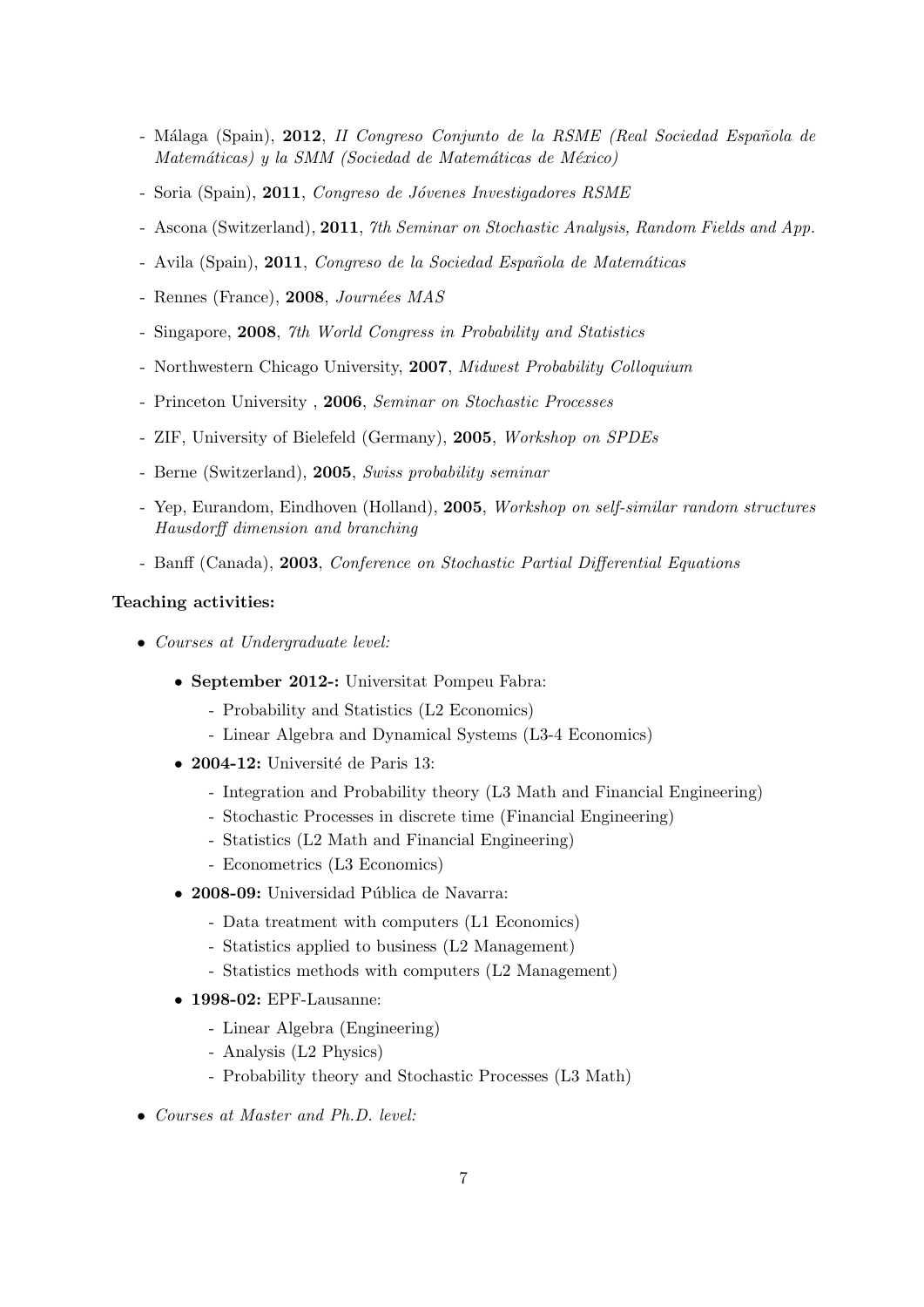- Málaga (Spain), **2012**, *II Congreso Conjunto de la RSME (Real Sociedad Española de Matemáticas) y la SMM (Sociedad de Matemáticas de México)*
- Soria (Spain), **2011**, *Congreso de Jóvenes Investigadores RSME*
- Ascona (Switzerland), **2011**, *7th Seminar on Stochastic Analysis, Random Fields and App.*
- Avila (Spain), **2011**, *Congreso de la Sociedad Española de Matemáticas*
- Rennes (France), **2008**, *Journées MAS*
- Singapore, **2008**, *7th World Congress in Probability and Statistics*
- Northwestern Chicago University, **2007**, *Midwest Probability Colloquium*
- Princeton University , **2006**, *Seminar on Stochastic Processes*
- ZIF, University of Bielefeld (Germany), **2005**, *Workshop on SPDEs*
- Berne (Switzerland), **2005**, *Swiss probability seminar*
- Yep, Eurandom, Eindhoven (Holland), **2005**, *Workshop on self-similar random structures Hausdorff dimension and branching*
- Banff (Canada), **2003**, *Conference on Stochastic Partial Differential Equations*

**Teaching activities:**

- *Courses at Undergraduate level:*
  - **September 2012-:** Universitat Pompeu Fabra:
    - Probability and Statistics (L2 Economics)
    - Linear Algebra and Dynamical Systems (L3-4 Economics)
  - **2004-12:** Université de Paris 13:
    - Integration and Probability theory (L3 Math and Financial Engineering)
    - Stochastic Processes in discrete time (Financial Engineering)
    - Statistics (L2 Math and Financial Engineering)
    - Econometrics (L3 Economics)
  - **2008-09:** Universidad Pública de Navarra:
    - Data treatment with computers (L1 Economics)
    - Statistics applied to business (L2 Management)
    - Statistics methods with computers (L2 Management)
  - **1998-02:** EPF-Lausanne:
    - Linear Algebra (Engineering)
    - Analysis (L2 Physics)
    - Probability theory and Stochastic Processes (L3 Math)
- *Courses at Master and Ph.D. level:*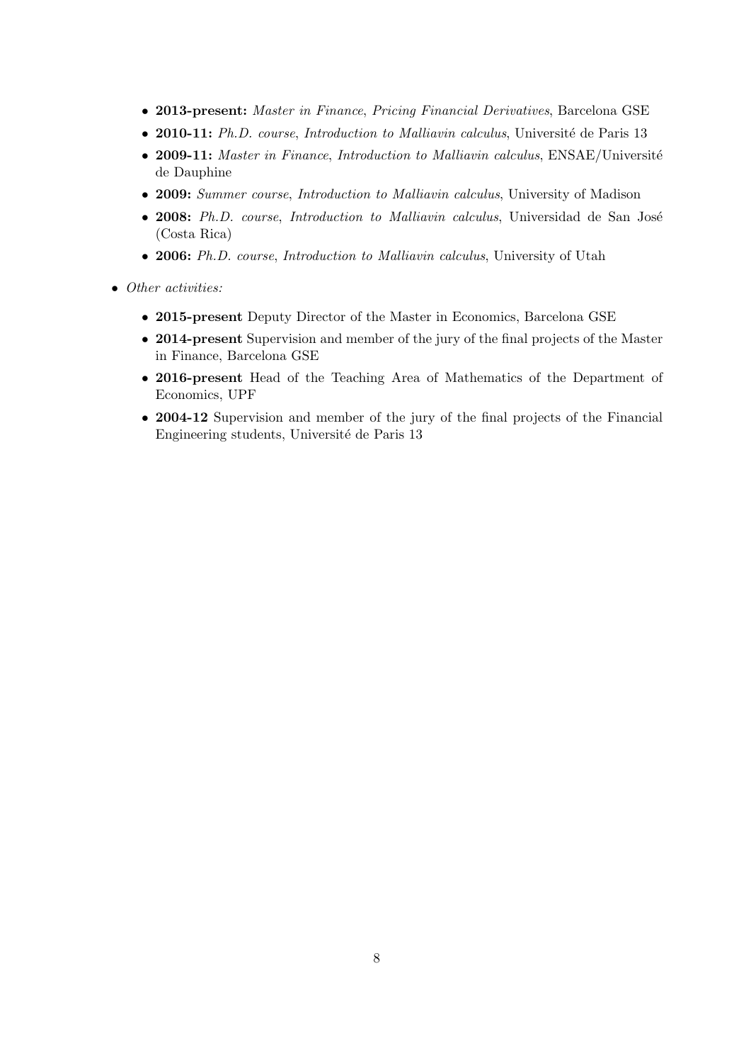- **2013-present:** *Master in Finance*, *Pricing Financial Derivatives*, Barcelona GSE
  - **2010-11:** *Ph.D. course*, *Introduction to Malliavin calculus*, Université de Paris 13
  - **2009-11:** *Master in Finance*, *Introduction to Malliavin calculus*, ENSAE/Université de Dauphine
  - **2009:** *Summer course*, *Introduction to Malliavin calculus*, University of Madison
  - **2008:** *Ph.D. course*, *Introduction to Malliavin calculus*, Universidad de San José (Costa Rica)
  - **2006:** *Ph.D. course*, *Introduction to Malliavin calculus*, University of Utah

- *Other activities:*
  - **2015-present** Deputy Director of the Master in Economics, Barcelona GSE
  - **2014-present** Supervision and member of the jury of the final projects of the Master in Finance, Barcelona GSE
  - **2016-present** Head of the Teaching Area of Mathematics of the Department of Economics, UPF
  - **2004-12** Supervision and member of the jury of the final projects of the Financial Engineering students, Université de Paris 13